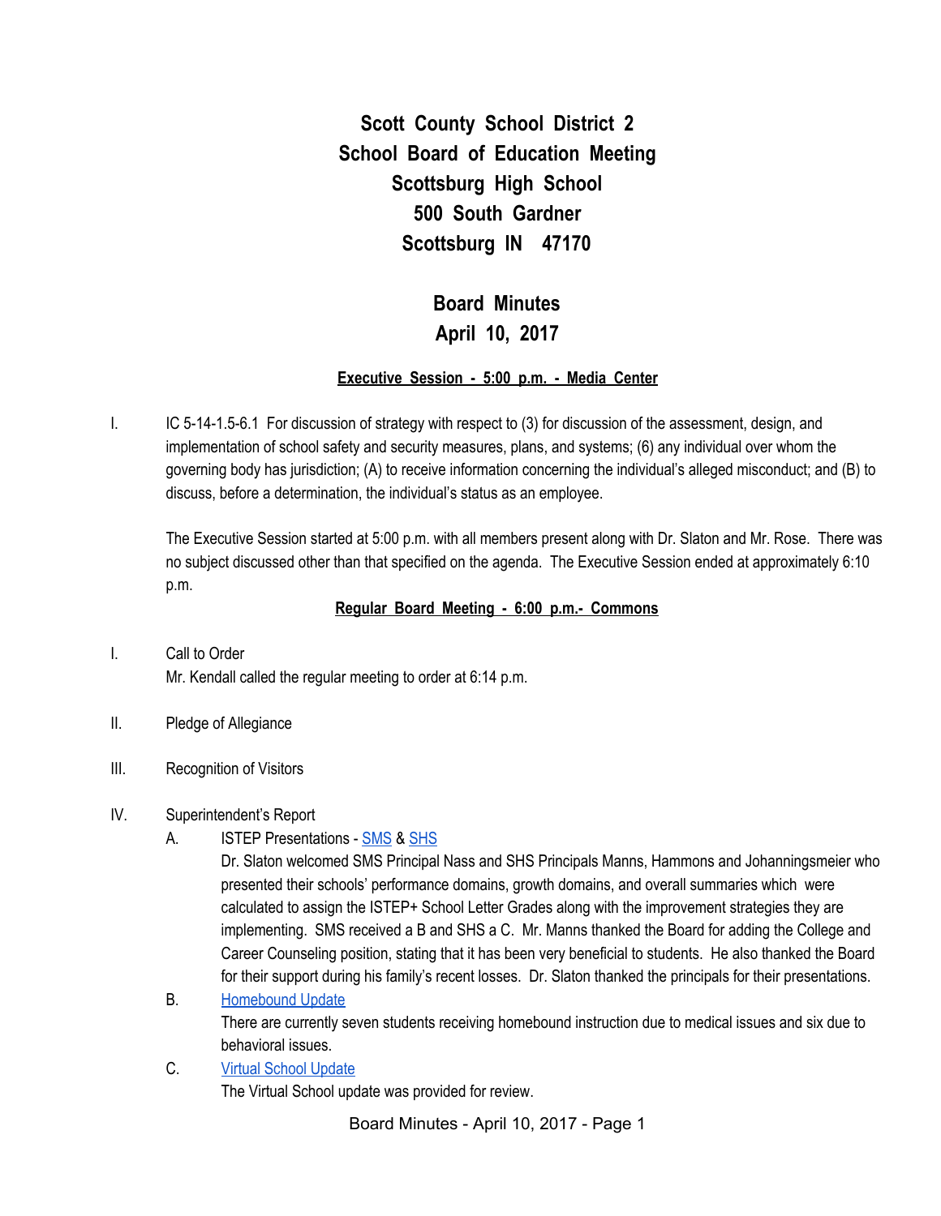# Scott County School District 2
## School Board of Education Meeting
## Scottsburg High School
## 500 South Gardner
## Scottsburg IN 47170

## Board Minutes
## April 10, 2017

**Executive Session - 5:00 p.m. - Media Center**

I. IC 5-14-1.5-6.1 For discussion of strategy with respect to (3) for discussion of the assessment, design, and implementation of school safety and security measures, plans, and systems; (6) any individual over whom the governing body has jurisdiction; (A) to receive information concerning the individual's alleged misconduct; and (B) to discuss, before a determination, the individual's status as an employee.

The Executive Session started at 5:00 p.m. with all members present along with Dr. Slaton and Mr. Rose. There was no subject discussed other than that specified on the agenda. The Executive Session ended at approximately 6:10 p.m.

**Regular Board Meeting - 6:00 p.m.- Commons**

I. Call to Order
Mr. Kendall called the regular meeting to order at 6:14 p.m.

II. Pledge of Allegiance

III. Recognition of Visitors

IV. Superintendent's Report

A. ISTEP Presentations - SMS & SHS
Dr. Slaton welcomed SMS Principal Nass and SHS Principals Manns, Hammons and Johanningsmeier who presented their schools' performance domains, growth domains, and overall summaries which were calculated to assign the ISTEP+ School Letter Grades along with the improvement strategies they are implementing. SMS received a B and SHS a C. Mr. Manns thanked the Board for adding the College and Career Counseling position, stating that it has been very beneficial to students. He also thanked the Board for their support during his family's recent losses. Dr. Slaton thanked the principals for their presentations.

B. Homebound Update
There are currently seven students receiving homebound instruction due to medical issues and six due to behavioral issues.

C. Virtual School Update
The Virtual School update was provided for review.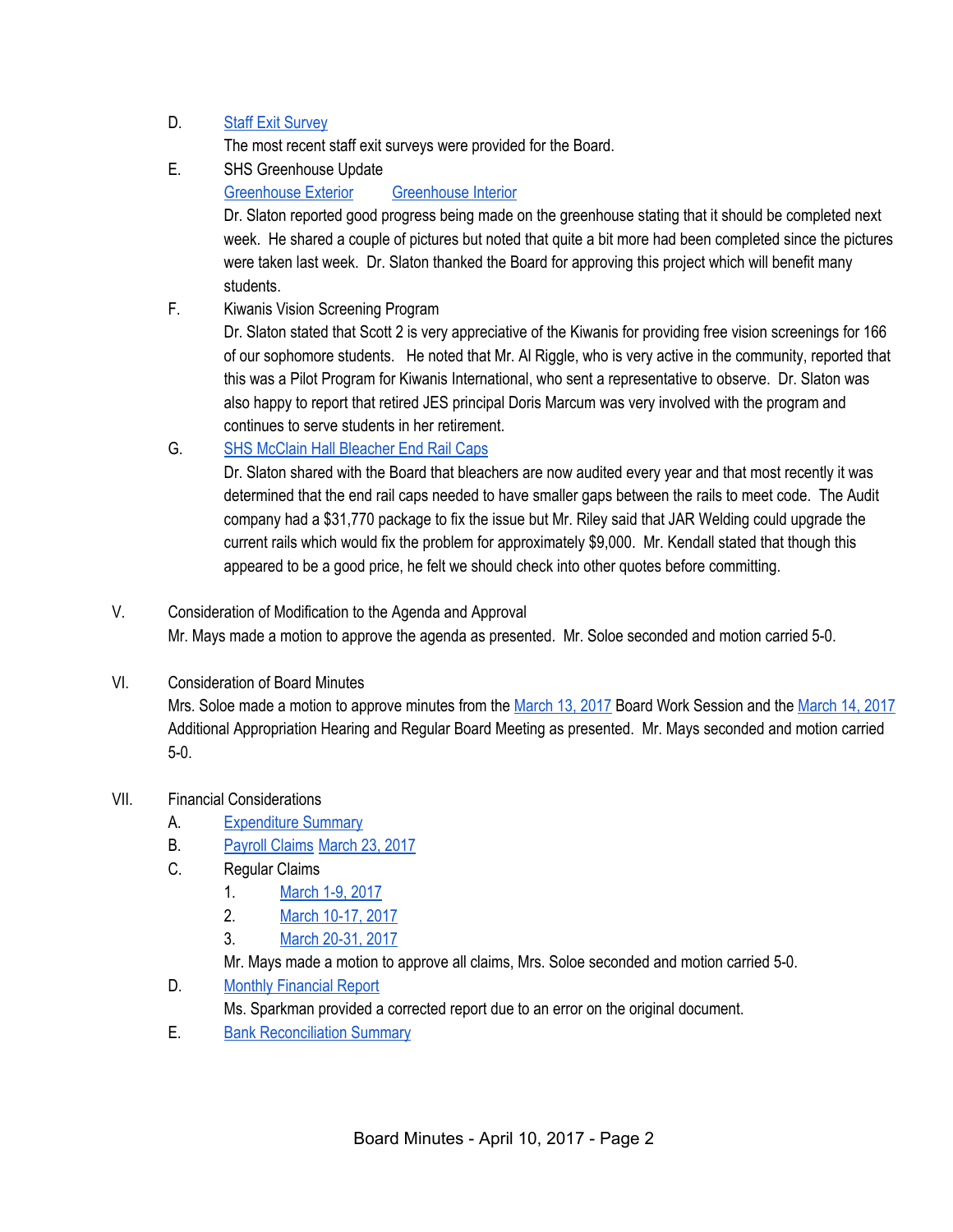D. Staff Exit Survey

The most recent staff exit surveys were provided for the Board.

E. SHS Greenhouse Update

Greenhouse Exterior    Greenhouse Interior

Dr. Slaton reported good progress being made on the greenhouse stating that it should be completed next week. He shared a couple of pictures but noted that quite a bit more had been completed since the pictures were taken last week. Dr. Slaton thanked the Board for approving this project which will benefit many students.

F. Kiwanis Vision Screening Program

Dr. Slaton stated that Scott 2 is very appreciative of the Kiwanis for providing free vision screenings for 166 of our sophomore students. He noted that Mr. Al Riggle, who is very active in the community, reported that this was a Pilot Program for Kiwanis International, who sent a representative to observe. Dr. Slaton was also happy to report that retired JES principal Doris Marcum was very involved with the program and continues to serve students in her retirement.

G. SHS McClain Hall Bleacher End Rail Caps

Dr. Slaton shared with the Board that bleachers are now audited every year and that most recently it was determined that the end rail caps needed to have smaller gaps between the rails to meet code. The Audit company had a $31,770 package to fix the issue but Mr. Riley said that JAR Welding could upgrade the current rails which would fix the problem for approximately $9,000. Mr. Kendall stated that though this appeared to be a good price, he felt we should check into other quotes before committing.

V. Consideration of Modification to the Agenda and Approval

Mr. Mays made a motion to approve the agenda as presented. Mr. Soloe seconded and motion carried 5-0.

VI. Consideration of Board Minutes

Mrs. Soloe made a motion to approve minutes from the March 13, 2017 Board Work Session and the March 14, 2017 Additional Appropriation Hearing and Regular Board Meeting as presented. Mr. Mays seconded and motion carried 5-0.

VII. Financial Considerations

A. Expenditure Summary

B. Payroll Claims March 23, 2017

C. Regular Claims

1. March 1-9, 2017
2. March 10-17, 2017
3. March 20-31, 2017

Mr. Mays made a motion to approve all claims, Mrs. Soloe seconded and motion carried 5-0.

D. Monthly Financial Report

Ms. Sparkman provided a corrected report due to an error on the original document.

E. Bank Reconciliation Summary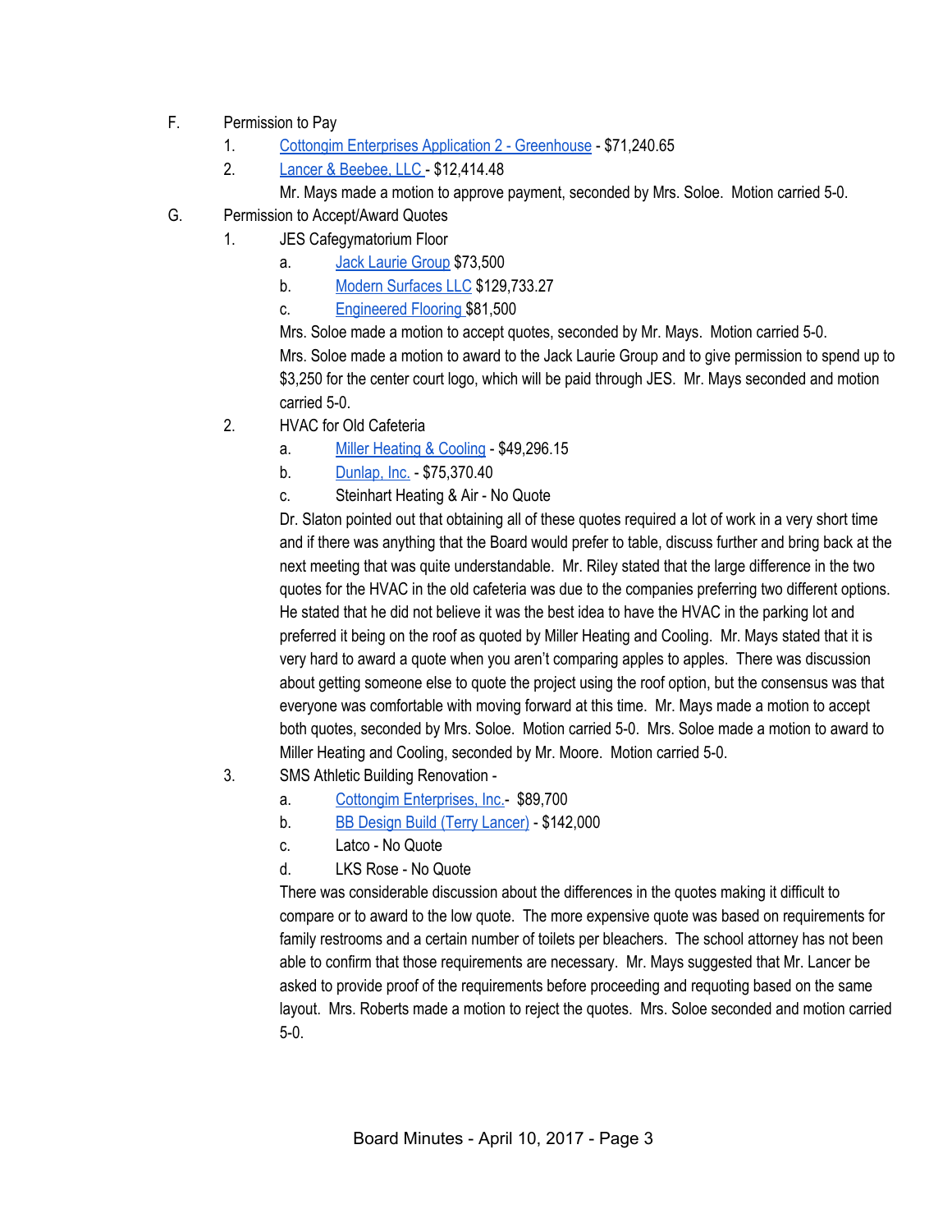F. Permission to Pay

1. Cottongim Enterprises Application 2 - Greenhouse - $71,240.65
2. Lancer & Beebee, LLC - $12,414.48

   Mr. Mays made a motion to approve payment, seconded by Mrs. Soloe. Motion carried 5-0.

G. Permission to Accept/Award Quotes

1. JES Cafegymatorium Floor
   a. Jack Laurie Group $73,500
   b. Modern Surfaces LLC $129,733.27
   c. Engineered Flooring $81,500

   Mrs. Soloe made a motion to accept quotes, seconded by Mr. Mays. Motion carried 5-0. Mrs. Soloe made a motion to award to the Jack Laurie Group and to give permission to spend up to $3,250 for the center court logo, which will be paid through JES. Mr. Mays seconded and motion carried 5-0.

2. HVAC for Old Cafeteria
   a. Miller Heating & Cooling - $49,296.15
   b. Dunlap, Inc. - $75,370.40
   c. Steinhart Heating & Air - No Quote

   Dr. Slaton pointed out that obtaining all of these quotes required a lot of work in a very short time and if there was anything that the Board would prefer to table, discuss further and bring back at the next meeting that was quite understandable. Mr. Riley stated that the large difference in the two quotes for the HVAC in the old cafeteria was due to the companies preferring two different options. He stated that he did not believe it was the best idea to have the HVAC in the parking lot and preferred it being on the roof as quoted by Miller Heating and Cooling. Mr. Mays stated that it is very hard to award a quote when you aren't comparing apples to apples. There was discussion about getting someone else to quote the project using the roof option, but the consensus was that everyone was comfortable with moving forward at this time. Mr. Mays made a motion to accept both quotes, seconded by Mrs. Soloe. Motion carried 5-0. Mrs. Soloe made a motion to award to Miller Heating and Cooling, seconded by Mr. Moore. Motion carried 5-0.

3. SMS Athletic Building Renovation -
   a. Cottongim Enterprises, Inc.- $89,700
   b. BB Design Build (Terry Lancer) - $142,000
   c. Latco - No Quote
   d. LKS Rose - No Quote

   There was considerable discussion about the differences in the quotes making it difficult to compare or to award to the low quote. The more expensive quote was based on requirements for family restrooms and a certain number of toilets per bleachers. The school attorney has not been able to confirm that those requirements are necessary. Mr. Mays suggested that Mr. Lancer be asked to provide proof of the requirements before proceeding and requoting based on the same layout. Mrs. Roberts made a motion to reject the quotes. Mrs. Soloe seconded and motion carried 5-0.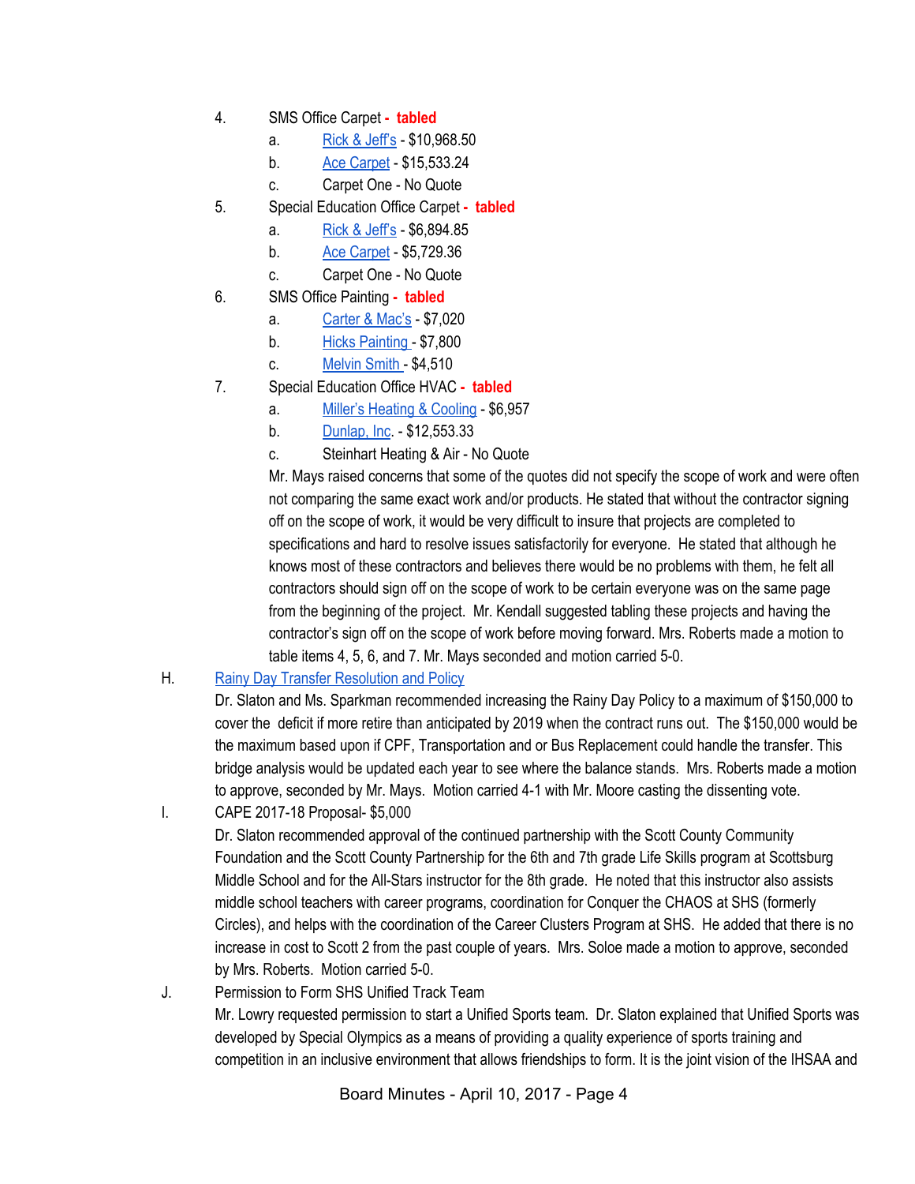4. SMS Office Carpet - **tabled**
    a. Rick & Jeff's - $10,968.50
    b. Ace Carpet - $15,533.24
    c. Carpet One - No Quote
5. Special Education Office Carpet - **tabled**
    a. Rick & Jeff's - $6,894.85
    b. Ace Carpet - $5,729.36
    c. Carpet One - No Quote
6. SMS Office Painting - **tabled**
    a. Carter & Mac's - $7,020
    b. Hicks Painting - $7,800
    c. Melvin Smith - $4,510
7. Special Education Office HVAC - **tabled**
    a. Miller's Heating & Cooling - $6,957
    b. Dunlap, Inc. - $12,553.33
    c. Steinhart Heating & Air - No Quote

    Mr. Mays raised concerns that some of the quotes did not specify the scope of work and were often not comparing the same exact work and/or products. He stated that without the contractor signing off on the scope of work, it would be very difficult to insure that projects are completed to specifications and hard to resolve issues satisfactorily for everyone. He stated that although he knows most of these contractors and believes there would be no problems with them, he felt all contractors should sign off on the scope of work to be certain everyone was on the same page from the beginning of the project. Mr. Kendall suggested tabling these projects and having the contractor's sign off on the scope of work before moving forward. Mrs. Roberts made a motion to table items 4, 5, 6, and 7. Mr. Mays seconded and motion carried 5-0.

H. Rainy Day Transfer Resolution and Policy

Dr. Slaton and Ms. Sparkman recommended increasing the Rainy Day Policy to a maximum of $150,000 to cover the deficit if more retire than anticipated by 2019 when the contract runs out. The $150,000 would be the maximum based upon if CPF, Transportation and or Bus Replacement could handle the transfer. This bridge analysis would be updated each year to see where the balance stands. Mrs. Roberts made a motion to approve, seconded by Mr. Mays. Motion carried 4-1 with Mr. Moore casting the dissenting vote.

I. CAPE 2017-18 Proposal- $5,000

Dr. Slaton recommended approval of the continued partnership with the Scott County Community Foundation and the Scott County Partnership for the 6th and 7th grade Life Skills program at Scottsburg Middle School and for the All-Stars instructor for the 8th grade. He noted that this instructor also assists middle school teachers with career programs, coordination for Conquer the CHAOS at SHS (formerly Circles), and helps with the coordination of the Career Clusters Program at SHS. He added that there is no increase in cost to Scott 2 from the past couple of years. Mrs. Soloe made a motion to approve, seconded by Mrs. Roberts. Motion carried 5-0.

J. Permission to Form SHS Unified Track Team

Mr. Lowry requested permission to start a Unified Sports team. Dr. Slaton explained that Unified Sports was developed by Special Olympics as a means of providing a quality experience of sports training and competition in an inclusive environment that allows friendships to form. It is the joint vision of the IHSAA and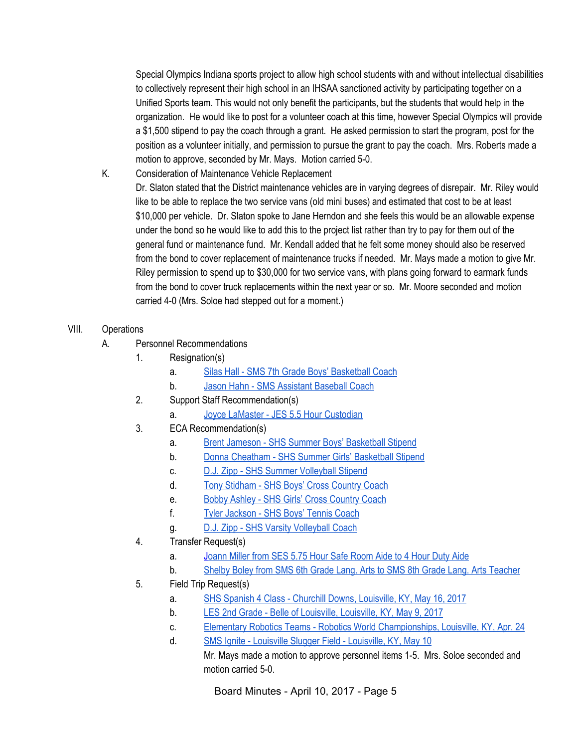Special Olympics Indiana sports project to allow high school students with and without intellectual disabilities to collectively represent their high school in an IHSAA sanctioned activity by participating together on a Unified Sports team. This would not only benefit the participants, but the students that would help in the organization. He would like to post for a volunteer coach at this time, however Special Olympics will provide a $1,500 stipend to pay the coach through a grant. He asked permission to start the program, post for the position as a volunteer initially, and permission to pursue the grant to pay the coach. Mrs. Roberts made a motion to approve, seconded by Mr. Mays. Motion carried 5-0.

K. Consideration of Maintenance Vehicle Replacement

Dr. Slaton stated that the District maintenance vehicles are in varying degrees of disrepair. Mr. Riley would like to be able to replace the two service vans (old mini buses) and estimated that cost to be at least $10,000 per vehicle. Dr. Slaton spoke to Jane Herndon and she feels this would be an allowable expense under the bond so he would like to add this to the project list rather than try to pay for them out of the general fund or maintenance fund. Mr. Kendall added that he felt some money should also be reserved from the bond to cover replacement of maintenance trucks if needed. Mr. Mays made a motion to give Mr. Riley permission to spend up to $30,000 for two service vans, with plans going forward to earmark funds from the bond to cover truck replacements within the next year or so. Mr. Moore seconded and motion carried 4-0 (Mrs. Soloe had stepped out for a moment.)

VIII. Operations

A. Personnel Recommendations

1. Resignation(s)
   a. Silas Hall - SMS 7th Grade Boys' Basketball Coach
   b. Jason Hahn - SMS Assistant Baseball Coach
2. Support Staff Recommendation(s)
   a. Joyce LaMaster - JES 5.5 Hour Custodian
3. ECA Recommendation(s)
   a. Brent Jameson - SHS Summer Boys' Basketball Stipend
   b. Donna Cheatham - SHS Summer Girls' Basketball Stipend
   c. D.J. Zipp - SHS Summer Volleyball Stipend
   d. Tony Stidham - SHS Boys' Cross Country Coach
   e. Bobby Ashley - SHS Girls' Cross Country Coach
   f. Tyler Jackson - SHS Boys' Tennis Coach
   g. D.J. Zipp - SHS Varsity Volleyball Coach
4. Transfer Request(s)
   a. Joann Miller from SES 5.75 Hour Safe Room Aide to 4 Hour Duty Aide
   b. Shelby Boley from SMS 6th Grade Lang. Arts to SMS 8th Grade Lang. Arts Teacher
5. Field Trip Request(s)
   a. SHS Spanish 4 Class - Churchill Downs, Louisville, KY, May 16, 2017
   b. LES 2nd Grade - Belle of Louisville, Louisville, KY, May 9, 2017
   c. Elementary Robotics Teams - Robotics World Championships, Louisville, KY, Apr. 24
   d. SMS Ignite - Louisville Slugger Field - Louisville, KY, May 10

   Mr. Mays made a motion to approve personnel items 1-5. Mrs. Soloe seconded and motion carried 5-0.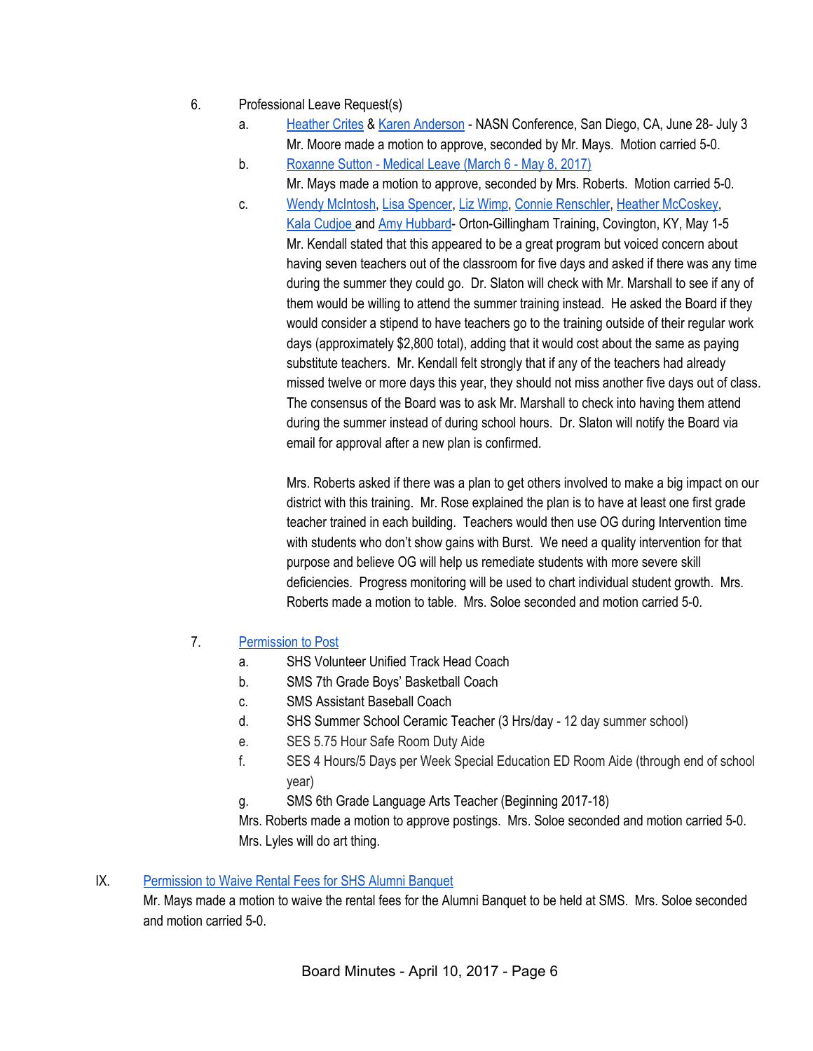6. Professional Leave Request(s)
   a. Heather Crites & Karen Anderson - NASN Conference, San Diego, CA, June 28- July 3
      Mr. Moore made a motion to approve, seconded by Mr. Mays. Motion carried 5-0.
   b. Roxanne Sutton - Medical Leave (March 6 - May 8, 2017)
      Mr. Mays made a motion to approve, seconded by Mrs. Roberts. Motion carried 5-0.
   c. Wendy McIntosh, Lisa Spencer, Liz Wimp, Connie Renschler, Heather McCoskey, Kala Cudjoe and Amy Hubbard- Orton-Gillingham Training, Covington, KY, May 1-5
      Mr. Kendall stated that this appeared to be a great program but voiced concern about having seven teachers out of the classroom for five days and asked if there was any time during the summer they could go. Dr. Slaton will check with Mr. Marshall to see if any of them would be willing to attend the summer training instead. He asked the Board if they would consider a stipend to have teachers go to the training outside of their regular work days (approximately $2,800 total), adding that it would cost about the same as paying substitute teachers. Mr. Kendall felt strongly that if any of the teachers had already missed twelve or more days this year, they should not miss another five days out of class. The consensus of the Board was to ask Mr. Marshall to check into having them attend during the summer instead of during school hours. Dr. Slaton will notify the Board via email for approval after a new plan is confirmed.

      Mrs. Roberts asked if there was a plan to get others involved to make a big impact on our district with this training. Mr. Rose explained the plan is to have at least one first grade teacher trained in each building. Teachers would then use OG during Intervention time with students who don't show gains with Burst. We need a quality intervention for that purpose and believe OG will help us remediate students with more severe skill deficiencies. Progress monitoring will be used to chart individual student growth. Mrs. Roberts made a motion to table. Mrs. Soloe seconded and motion carried 5-0.

7. Permission to Post
   a. SHS Volunteer Unified Track Head Coach
   b. SMS 7th Grade Boys' Basketball Coach
   c. SMS Assistant Baseball Coach
   d. SHS Summer School Ceramic Teacher (3 Hrs/day - 12 day summer school)
   e. SES 5.75 Hour Safe Room Duty Aide
   f. SES 4 Hours/5 Days per Week Special Education ED Room Aide (through end of school year)
   g. SMS 6th Grade Language Arts Teacher (Beginning 2017-18)

   Mrs. Roberts made a motion to approve postings. Mrs. Soloe seconded and motion carried 5-0. Mrs. Lyles will do art thing.

IX. Permission to Waive Rental Fees for SHS Alumni Banquet

Mr. Mays made a motion to waive the rental fees for the Alumni Banquet to be held at SMS. Mrs. Soloe seconded and motion carried 5-0.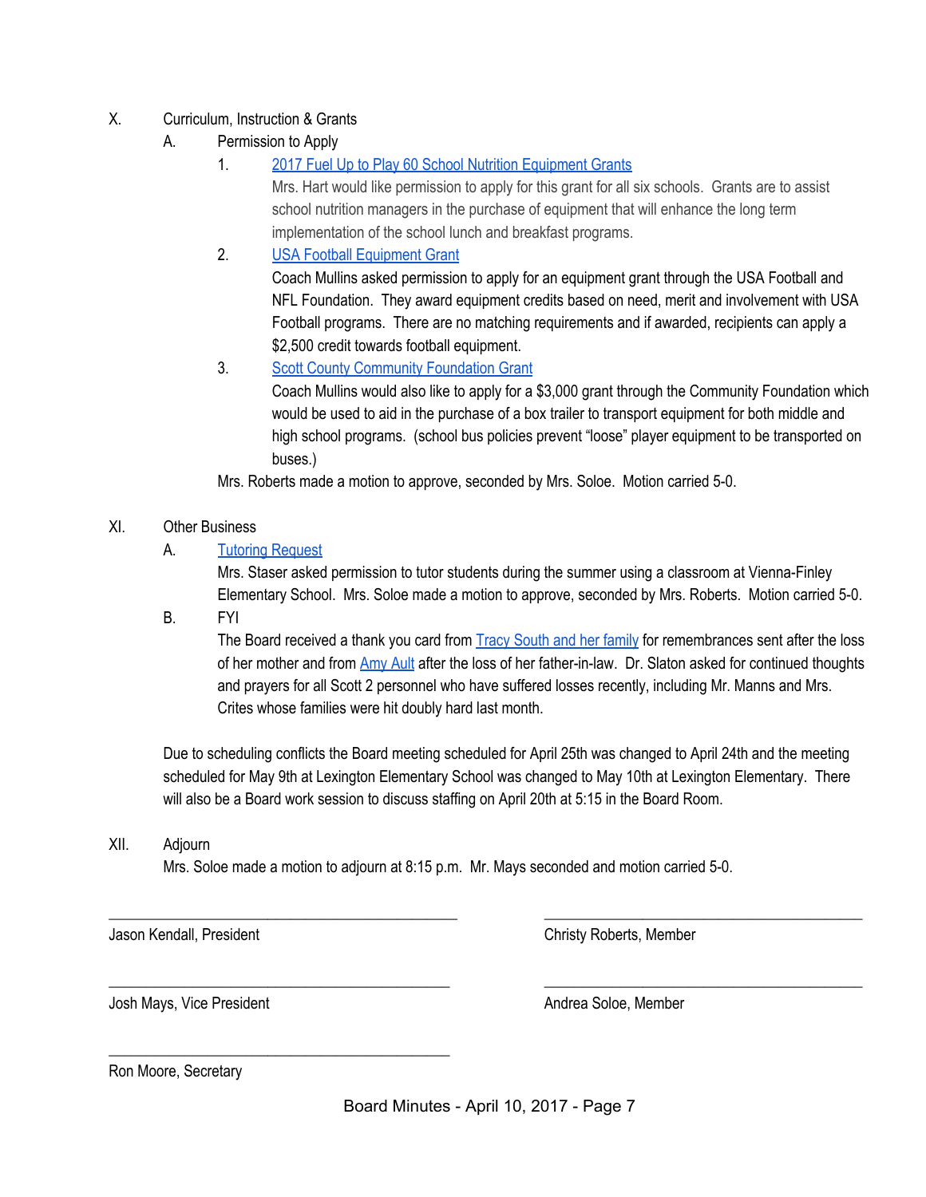X. Curriculum, Instruction & Grants

A. Permission to Apply

1. 2017 Fuel Up to Play 60 School Nutrition Equipment Grants
   Mrs. Hart would like permission to apply for this grant for all six schools. Grants are to assist school nutrition managers in the purchase of equipment that will enhance the long term implementation of the school lunch and breakfast programs.

2. USA Football Equipment Grant
   Coach Mullins asked permission to apply for an equipment grant through the USA Football and NFL Foundation. They award equipment credits based on need, merit and involvement with USA Football programs. There are no matching requirements and if awarded, recipients can apply a $2,500 credit towards football equipment.

3. Scott County Community Foundation Grant
   Coach Mullins would also like to apply for a $3,000 grant through the Community Foundation which would be used to aid in the purchase of a box trailer to transport equipment for both middle and high school programs. (school bus policies prevent "loose" player equipment to be transported on buses.)

Mrs. Roberts made a motion to approve, seconded by Mrs. Soloe. Motion carried 5-0.

XI. Other Business

A. Tutoring Request
   Mrs. Staser asked permission to tutor students during the summer using a classroom at Vienna-Finley Elementary School. Mrs. Soloe made a motion to approve, seconded by Mrs. Roberts. Motion carried 5-0.

B. FYI
   The Board received a thank you card from Tracy South and her family for remembrances sent after the loss of her mother and from Amy Ault after the loss of her father-in-law. Dr. Slaton asked for continued thoughts and prayers for all Scott 2 personnel who have suffered losses recently, including Mr. Manns and Mrs. Crites whose families were hit doubly hard last month.

Due to scheduling conflicts the Board meeting scheduled for April 25th was changed to April 24th and the meeting scheduled for May 9th at Lexington Elementary School was changed to May 10th at Lexington Elementary. There will also be a Board work session to discuss staffing on April 20th at 5:15 in the Board Room.

XII. Adjourn

Mrs. Soloe made a motion to adjourn at 8:15 p.m. Mr. Mays seconded and motion carried 5-0.

\_\_\_\_\_\_\_\_\_\_\_\_\_\_\_\_\_\_\_\_\_\_\_\_\_\_\_\_\_\_\_\_\_\_\_\_\_\_\_\_
Jason Kendall, President

\_\_\_\_\_\_\_\_\_\_\_\_\_\_\_\_\_\_\_\_\_\_\_\_\_\_\_\_\_\_\_\_\_\_\_\_\_\_\_\_
Christy Roberts, Member

\_\_\_\_\_\_\_\_\_\_\_\_\_\_\_\_\_\_\_\_\_\_\_\_\_\_\_\_\_\_\_\_\_\_\_\_\_\_\_\_
Josh Mays, Vice President

\_\_\_\_\_\_\_\_\_\_\_\_\_\_\_\_\_\_\_\_\_\_\_\_\_\_\_\_\_\_\_\_\_\_\_\_\_\_\_\_
Andrea Soloe, Member

\_\_\_\_\_\_\_\_\_\_\_\_\_\_\_\_\_\_\_\_\_\_\_\_\_\_\_\_\_\_\_\_\_\_\_\_\_\_\_\_
Ron Moore, Secretary